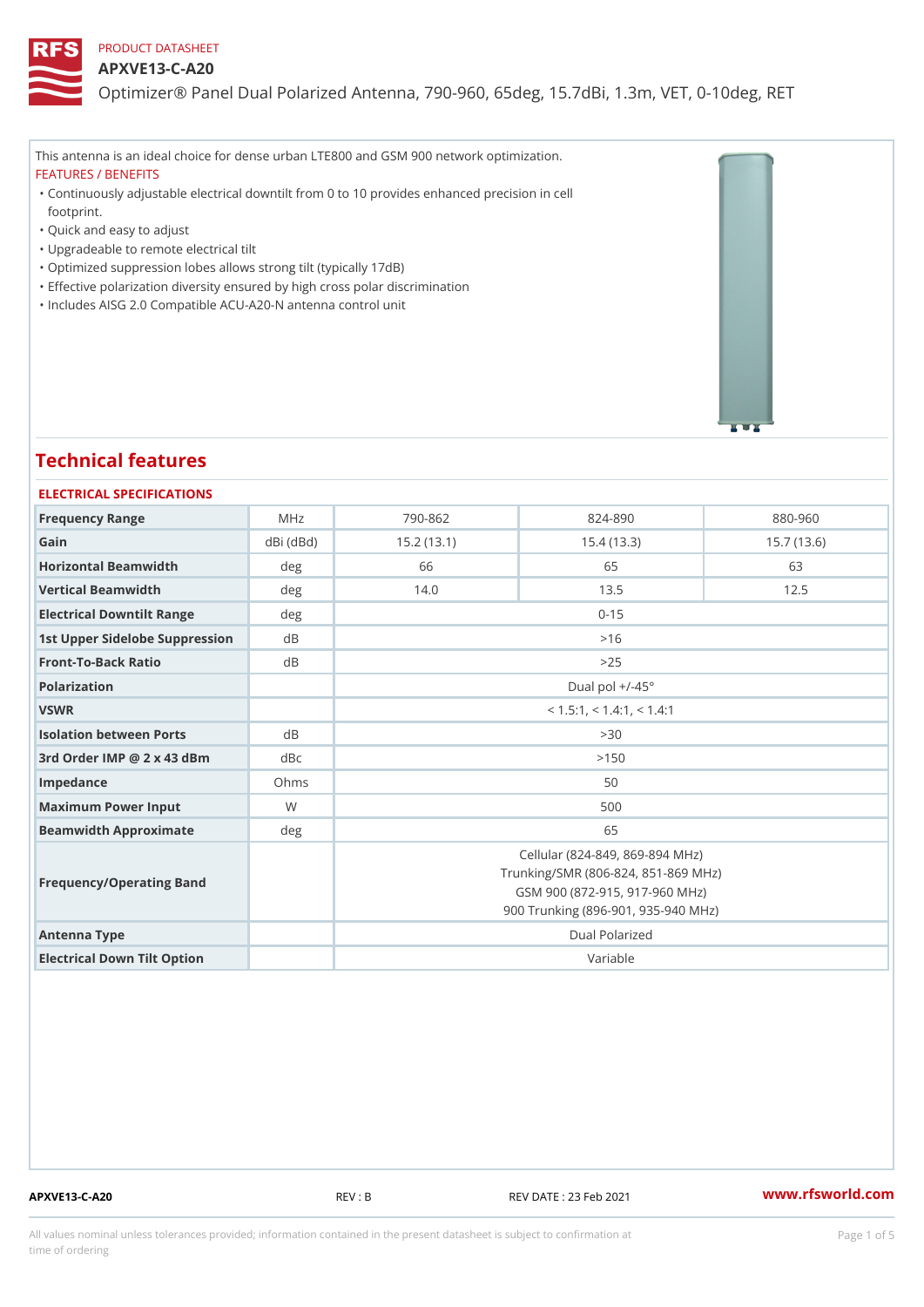PRODUCT DATASHEET

# APXVE13-C-A20

Optimizer® Panel Dual Polarized Antenna, 790-960, 65deg, 15.7dBi, 1.3m, VET, 0-10deg, RET

This antenna is an ideal choice for dense urban LTE800 and GSM 900 network optimization.

FEATURES / BENEFITS

- Continuously adjustable electrical downtilt from 0 to 10 provides enhanced precision in cell footprint.
- Quick and easy to adjust
- Upgradeable to remote electrical tilt
- Optimized suppression lobes allows strong tilt (typically 17dB)
- Effective polarization diversity ensured by high cross polar discrimination
- Includes AISG 2.0 Compatible ACU-A20-N antenna control unit

## Technical features

### ELECTRICAL SPECIFICATIONS

| | | | | |
|---|---|---|---|---|
| Frequency Range | MHz | 790-862 | 824-890 | 880-960 |
| Gain | dBi (dBd) | 15.2 (13.1) | 15.4 (13.3) | 15.7 (13.6) |
| Horizontal Beamwidth | deg | 66 | 65 | 63 |
| Vertical Beamwidth | deg | 14.0 | 13.5 | 12.5 |
| Electrical Downtilt Range | deg | 0-15 | | |
| 1st Upper Sidelobe Suppression | dB | >16 | | |
| Front-To-Back Ratio | dB | >25 | | |
| Polarization | | Dual pol +/-45° | | |
| VSWR | | < 1.5:1, < 1.4:1, < 1.4:1 | | |
| Isolation between Ports | dB | >30 | | |
| 3rd Order IMP @ 2 x 43 dBm | dBc | >150 | | |
| Impedance | Ohms | 50 | | |
| Maximum Power Input | W | 500 | | |
| Beamwidth Approximate | deg | 65 | | |
| Frequency/Operating Band | | Cellular (824-849, 869-894 MHz) Trunking/SMR (806-824, 851-869 MHz) GSM 900 (872-915, 917-960 MHz) 900 Trunking (896-901, 935-940 MHz) | | |
| Antenna Type | | Dual Polarized | | |
| Electrical Down Tilt Option | | Variable | | |

APXVE13-C-A20 REV : B REV DATE : 23 Feb 2021 www.rfsworld.com

All values nominal unless tolerances provided; information contained in the present datasheet is subject to confirmation at time of ordering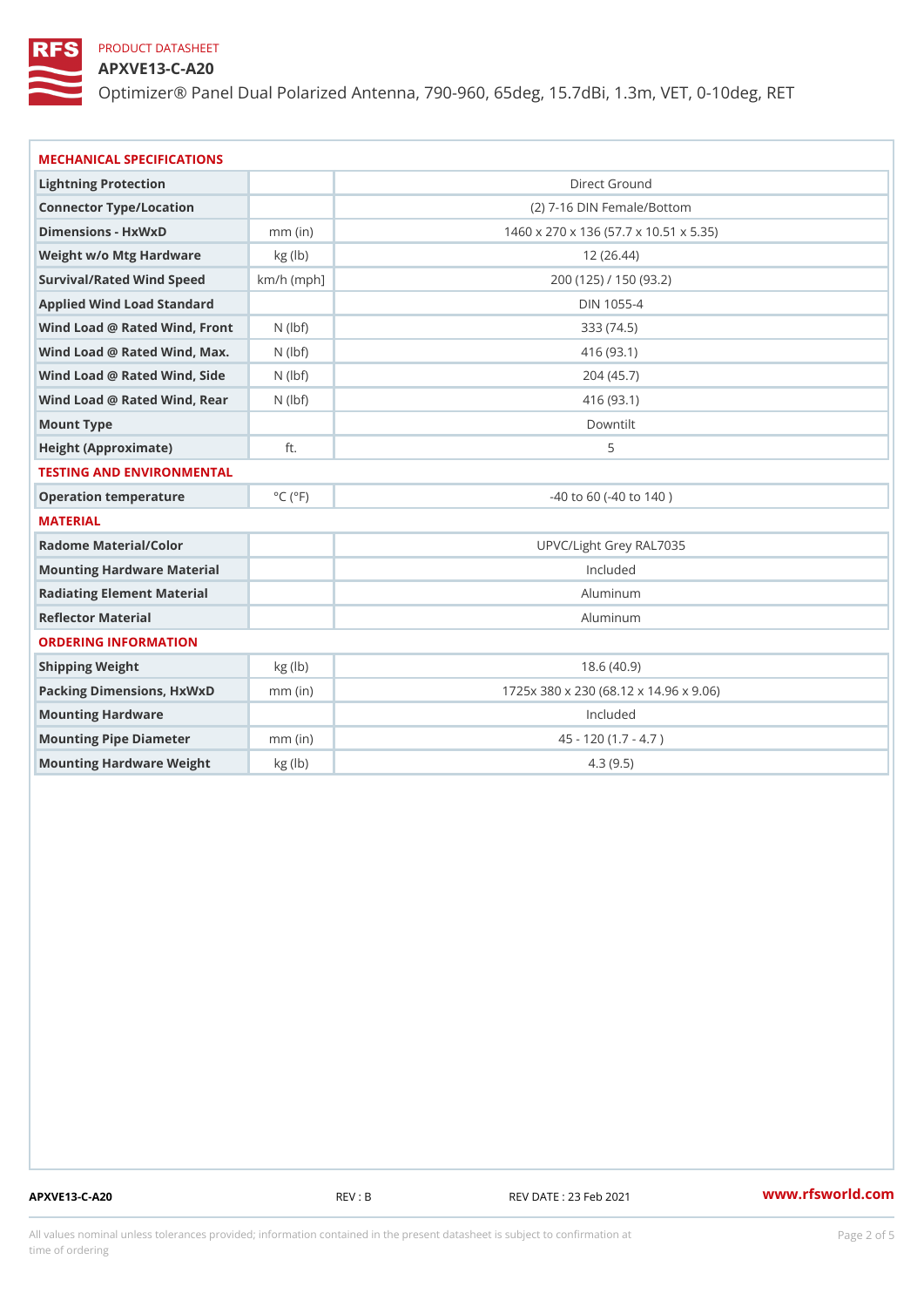PRODUCT DATASHEET

# APXVE13-C-A20

Optimizer® Panel Dual Polarized Antenna, 790-960, 65deg, 15.7dBi, 1.3m, VET, 0-10deg, RET

## MECHANICAL SPECIFICATIONS

| | | |
|---|---|---|
| Lightning Protection | | Direct Ground |
| Connector Type/Location | | (2) 7-16 DIN Female/Bottom |
| Dimensions - HxWxD | mm (in) | 1460 x 270 x 136 (57.7 x 10.51 x 5.35) |
| Weight w/o Mtg Hardware | kg (lb) | 12 (26.44) |
| Survival/Rated Wind Speed | km/h (mph] | 200 (125) / 150 (93.2) |
| Applied Wind Load Standard | | DIN 1055-4 |
| Wind Load @ Rated Wind, Front | N (lbf) | 333 (74.5) |
| Wind Load @ Rated Wind, Max. | N (lbf) | 416 (93.1) |
| Wind Load @ Rated Wind, Side | N (lbf) | 204 (45.7) |
| Wind Load @ Rated Wind, Rear | N (lbf) | 416 (93.1) |
| Mount Type | | Downtilt |
| Height (Approximate) | ft. | 5 |

## TESTING AND ENVIRONMENTAL

| | | |
|---|---|---|
| Operation temperature | °C (°F) | -40 to 60 (-40 to 140 ) |

## MATERIAL

| | | |
|---|---|---|
| Radome Material/Color | | UPVC/Light Grey RAL7035 |
| Mounting Hardware Material | | Included |
| Radiating Element Material | | Aluminum |
| Reflector Material | | Aluminum |

## ORDERING INFORMATION

| | | |
|---|---|---|
| Shipping Weight | kg (lb) | 18.6 (40.9) |
| Packing Dimensions, HxWxD | mm (in) | 1725x 380 x 230 (68.12 x 14.96 x 9.06) |
| Mounting Hardware | | Included |
| Mounting Pipe Diameter | mm (in) | 45 - 120 (1.7 - 4.7 ) |
| Mounting Hardware Weight | kg (lb) | 4.3 (9.5) |

APXVE13-C-A20 REV : B REV DATE : 23 Feb 2021 www.rfsworld.com

All values nominal unless tolerances provided; information contained in the present datasheet is subject to confirmation at time of ordering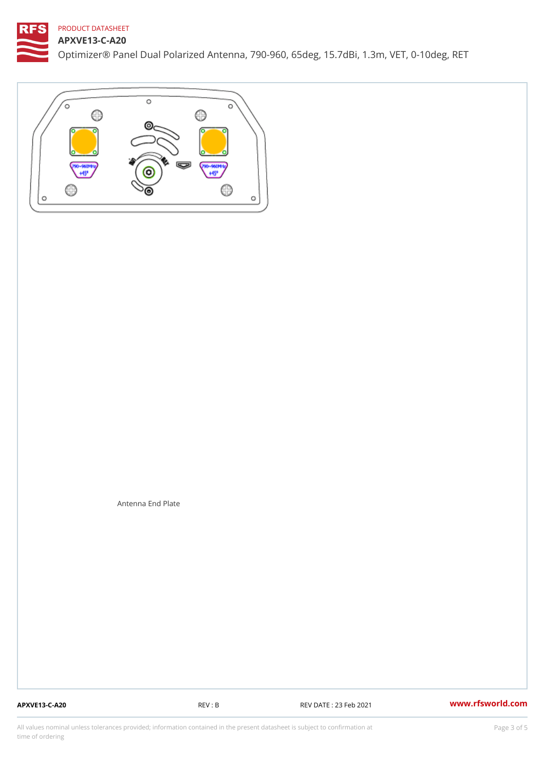PRODUCT DATASHEET

# APXVE13-C-A20

Optimizer® Panel Dual Polarized Antenna, 790-960, 65deg, 15.7dBi, 1.3m, VET, 0-10deg, RET

Antenna End Plate

APXVE13-C-A20 REV : B REV DATE : 23 Feb 2021 www.rfsworld.com

All values nominal unless tolerances provided; information contained in the present datasheet is subject to confirmation at time of ordering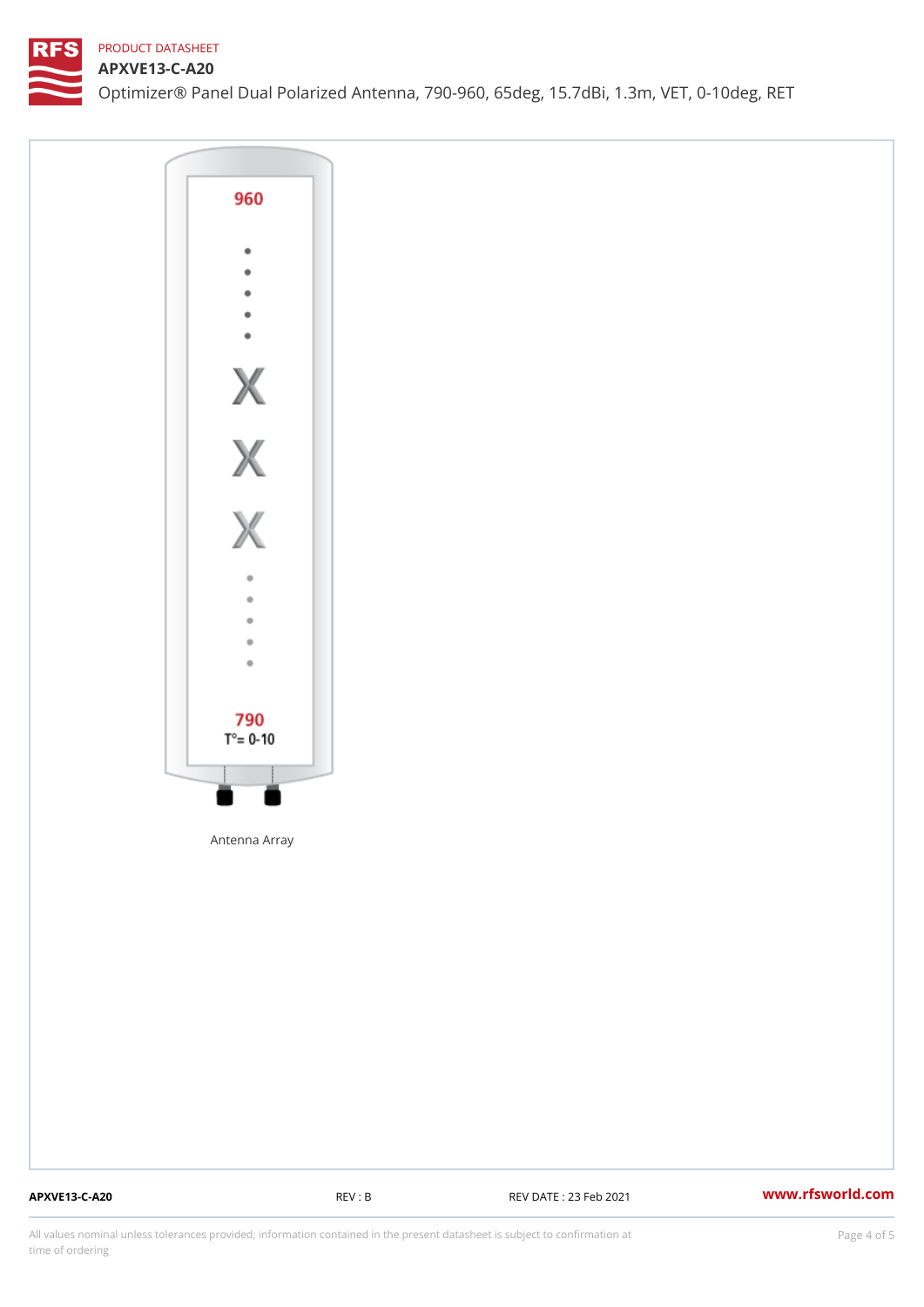PRODUCT DATASHEET

# APXVE13-C-A20

Optimizer® Panel Dual Polarized Antenna, 790-960, 65deg, 15.7dBi, 1.3m, VET, 0-10deg, RET

960

790

T°= 0-10

Antenna Array

All values nominal unless tolerances provided; information contained in the present datasheet is subject to confirmation at time of ordering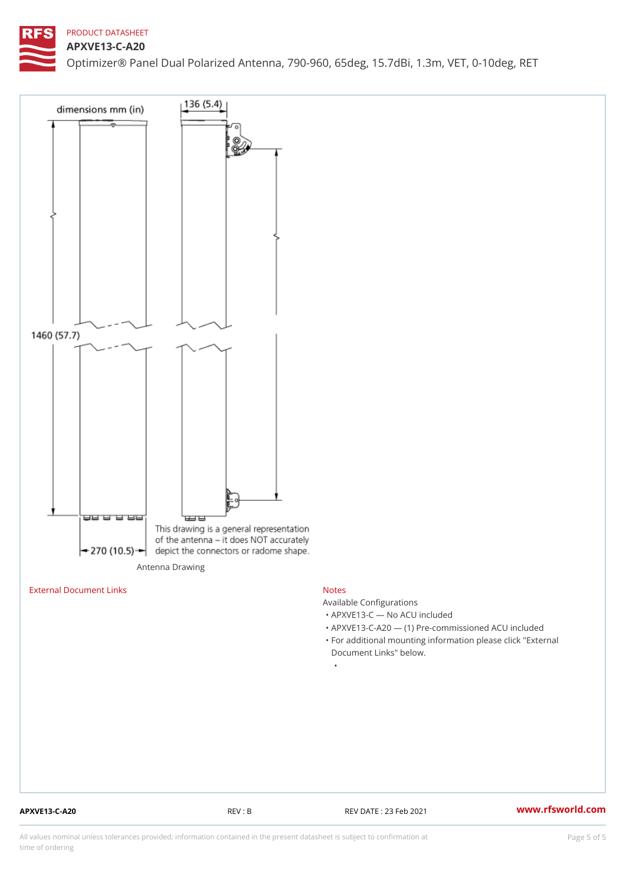PRODUCT DATASHEET

# APXVE13-C-A20

Optimizer® Panel Dual Polarized Antenna, 790-960, 65deg, 15.7dBi, 1.3m, VET, 0-10deg, RET

dimensions mm (in)

136 (5.4)

1460 (57.7)

270 (10.5)

This drawing is a general representation of the antenna – it does NOT accurately depict the connectors or radome shape.

Antenna Drawing

## External Document Links

## Notes

Available Configurations

- APXVE13-C — No ACU included
- APXVE13-C-A20 — (1) Pre-commissioned ACU included
- For additional mounting information please click "External Document Links" below.

APXVE13-C-A20 REV : B REV DATE : 23 Feb 2021 www.rfsworld.com

All values nominal unless tolerances provided; information contained in the present datasheet is subject to confirmation at time of ordering